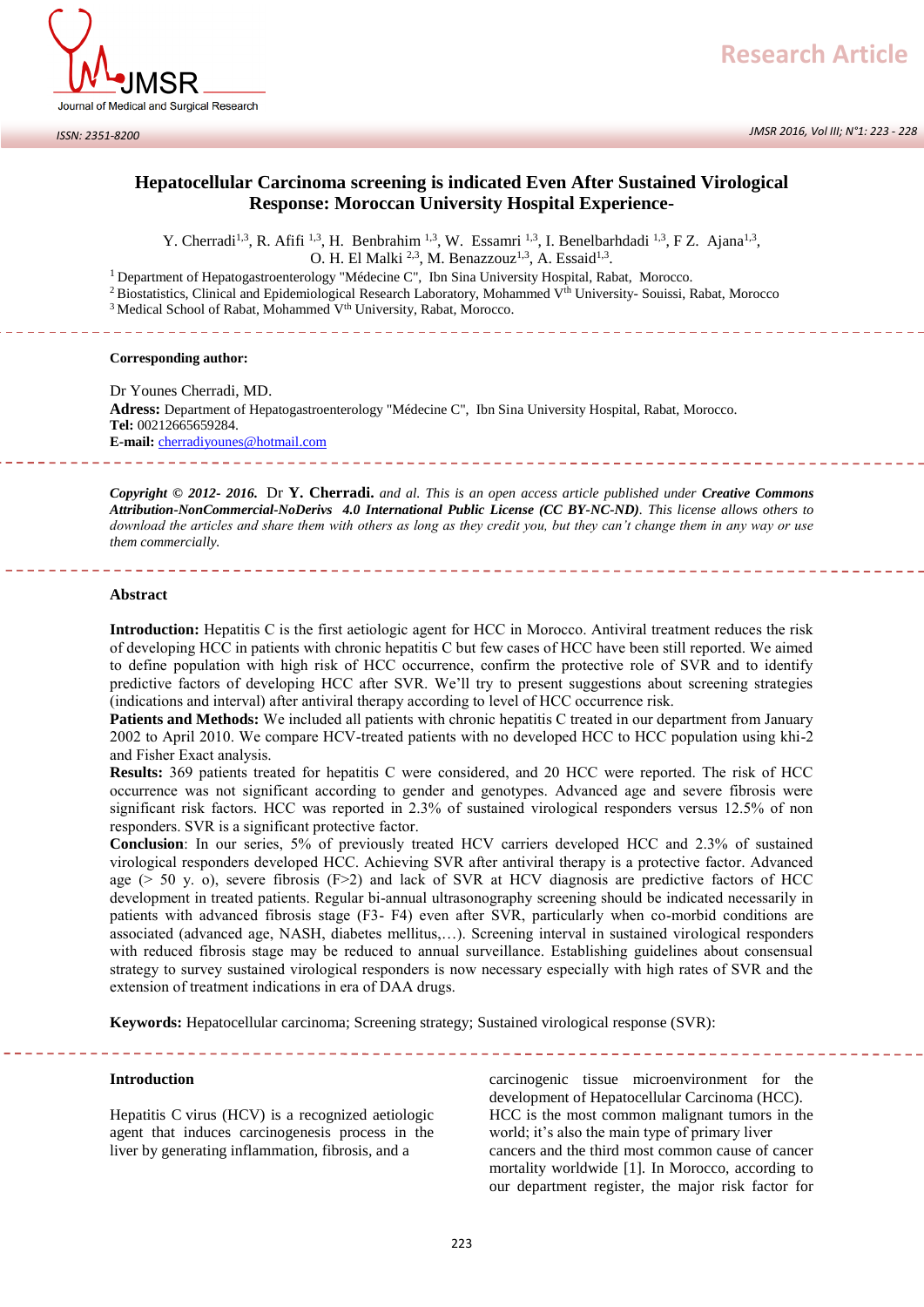# Hepatocellular Carcinoma screening is indicated Even After Sustained Virological Response: Moroccan University Hospital Experience-

Y. Cherradi[1,3], R. Afifi [1,3], H. Benbrahim [1,3], W. Essamri [1,3], I. Benelbarhdadi [1,3], F Z. Ajana[1,3], O. H. El Malki [2,3], M. Benazzouz[1,3], A. Essaid[1,3].

[1] Department of Hepatogastroenterology "Médecine C", Ibn Sina University Hospital, Rabat, Morocco.
[2] Biostatistics, Clinical and Epidemiological Research Laboratory, Mohammed V[th] University- Souissi, Rabat, Morocco
[3] Medical School of Rabat, Mohammed V[th] University, Rabat, Morocco.

**Corresponding author:**

Dr Younes Cherradi, MD.
**Adress:** Department of Hepatogastroenterology "Médecine C", Ibn Sina University Hospital, Rabat, Morocco.
**Tel:** 00212665659284.
**E-mail:** cherradiyounes@hotmail.com

***Copyright © 2012- 2016.*** *Dr* ***Y. Cherradi.*** *and al. This is an open access article published under* ***Creative Commons Attribution-NonCommercial-NoDerivs 4.0 International Public License (CC BY-NC-ND)****. This license allows others to download the articles and share them with others as long as they credit you, but they can't change them in any way or use them commercially.*

## Abstract

**Introduction:** Hepatitis C is the first aetiologic agent for HCC in Morocco. Antiviral treatment reduces the risk of developing HCC in patients with chronic hepatitis C but few cases of HCC have been still reported. We aimed to define population with high risk of HCC occurrence, confirm the protective role of SVR and to identify predictive factors of developing HCC after SVR. We'll try to present suggestions about screening strategies (indications and interval) after antiviral therapy according to level of HCC occurrence risk.

**Patients and Methods:** We included all patients with chronic hepatitis C treated in our department from January 2002 to April 2010. We compare HCV-treated patients with no developed HCC to HCC population using khi-2 and Fisher Exact analysis.

**Results:** 369 patients treated for hepatitis C were considered, and 20 HCC were reported. The risk of HCC occurrence was not significant according to gender and genotypes. Advanced age and severe fibrosis were significant risk factors. HCC was reported in 2.3% of sustained virological responders versus 12.5% of non responders. SVR is a significant protective factor.

**Conclusion**: In our series, 5% of previously treated HCV carriers developed HCC and 2.3% of sustained virological responders developed HCC. Achieving SVR after antiviral therapy is a protective factor. Advanced age (> 50 y. o), severe fibrosis (F>2) and lack of SVR at HCV diagnosis are predictive factors of HCC development in treated patients. Regular bi-annual ultrasonography screening should be indicated necessarily in patients with advanced fibrosis stage (F3- F4) even after SVR, particularly when co-morbid conditions are associated (advanced age, NASH, diabetes mellitus,…). Screening interval in sustained virological responders with reduced fibrosis stage may be reduced to annual surveillance. Establishing guidelines about consensual strategy to survey sustained virological responders is now necessary especially with high rates of SVR and the extension of treatment indications in era of DAA drugs.

**Keywords:** Hepatocellular carcinoma; Screening strategy; Sustained virological response (SVR):

## Introduction

Hepatitis C virus (HCV) is a recognized aetiologic agent that induces carcinogenesis process in the liver by generating inflammation, fibrosis, and a carcinogenic tissue microenvironment for the development of Hepatocellular Carcinoma (HCC). HCC is the most common malignant tumors in the world; it's also the main type of primary liver cancers and the third most common cause of cancer mortality worldwide [1]. In Morocco, according to our department register, the major risk factor for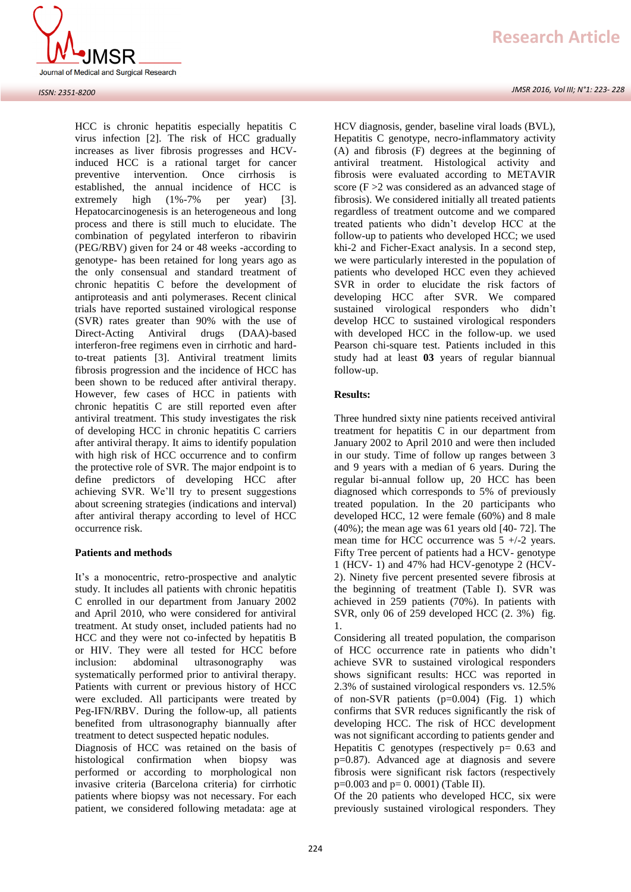HCC is chronic hepatitis especially hepatitis C virus infection [2]. The risk of HCC gradually increases as liver fibrosis progresses and HCV-induced HCC is a rational target for cancer preventive intervention. Once cirrhosis is established, the annual incidence of HCC is extremely high (1%-7% per year) [3]. Hepatocarcinogenesis is an heterogeneous and long process and there is still much to elucidate. The combination of pegylated interferon to ribavirin (PEG/RBV) given for 24 or 48 weeks -according to genotype- has been retained for long years ago as the only consensual and standard treatment of chronic hepatitis C before the development of antiproteasis and anti polymerases. Recent clinical trials have reported sustained virological response (SVR) rates greater than 90% with the use of Direct-Acting Antiviral drugs (DAA)-based interferon-free regimens even in cirrhotic and hard-to-treat patients [3]. Antiviral treatment limits fibrosis progression and the incidence of HCC has been shown to be reduced after antiviral therapy. However, few cases of HCC in patients with chronic hepatitis C are still reported even after antiviral treatment. This study investigates the risk of developing HCC in chronic hepatitis C carriers after antiviral therapy. It aims to identify population with high risk of HCC occurrence and to confirm the protective role of SVR. The major endpoint is to define predictors of developing HCC after achieving SVR. We'll try to present suggestions about screening strategies (indications and interval) after antiviral therapy according to level of HCC occurrence risk.

**Patients and methods**

It's a monocentric, retro-prospective and analytic study. It includes all patients with chronic hepatitis C enrolled in our department from January 2002 and April 2010, who were considered for antiviral treatment. At study onset, included patients had no HCC and they were not co-infected by hepatitis B or HIV. They were all tested for HCC before inclusion: abdominal ultrasonography was systematically performed prior to antiviral therapy. Patients with current or previous history of HCC were excluded. All participants were treated by Peg-IFN/RBV. During the follow-up, all patients benefited from ultrasonography biannually after treatment to detect suspected hepatic nodules.

Diagnosis of HCC was retained on the basis of histological confirmation when biopsy was performed or according to morphological non invasive criteria (Barcelona criteria) for cirrhotic patients where biopsy was not necessary. For each patient, we considered following metadata: age at HCV diagnosis, gender, baseline viral loads (BVL), Hepatitis C genotype, necro-inflammatory activity (A) and fibrosis (F) degrees at the beginning of antiviral treatment. Histological activity and fibrosis were evaluated according to METAVIR score (F >2 was considered as an advanced stage of fibrosis). We considered initially all treated patients regardless of treatment outcome and we compared treated patients who didn't develop HCC at the follow-up to patients who developed HCC; we used khi-2 and Ficher-Exact analysis. In a second step, we were particularly interested in the population of patients who developed HCC even they achieved SVR in order to elucidate the risk factors of developing HCC after SVR. We compared sustained virological responders who didn't develop HCC to sustained virological responders with developed HCC in the follow-up. we used Pearson chi-square test. Patients included in this study had at least **03** years of regular biannual follow-up.

**Results:**

Three hundred sixty nine patients received antiviral treatment for hepatitis C in our department from January 2002 to April 2010 and were then included in our study. Time of follow up ranges between 3 and 9 years with a median of 6 years. During the regular bi-annual follow up, 20 HCC has been diagnosed which corresponds to 5% of previously treated population. In the 20 participants who developed HCC, 12 were female (60%) and 8 male (40%); the mean age was 61 years old [40- 72]. The mean time for HCC occurrence was 5 +/-2 years. Fifty Tree percent of patients had a HCV- genotype 1 (HCV- 1) and 47% had HCV-genotype 2 (HCV-2). Ninety five percent presented severe fibrosis at the beginning of treatment (Table I). SVR was achieved in 259 patients (70%). In patients with SVR, only 06 of 259 developed HCC (2. 3%) fig. 1.

Considering all treated population, the comparison of HCC occurrence rate in patients who didn't achieve SVR to sustained virological responders shows significant results: HCC was reported in 2.3% of sustained virological responders vs. 12.5% of non-SVR patients (p=0.004) (Fig. 1) which confirms that SVR reduces significantly the risk of developing HCC. The risk of HCC development was not significant according to patients gender and Hepatitis C genotypes (respectively p= 0.63 and p=0.87). Advanced age at diagnosis and severe fibrosis were significant risk factors (respectively p=0.003 and p= 0. 0001) (Table II).

Of the 20 patients who developed HCC, six were previously sustained virological responders. They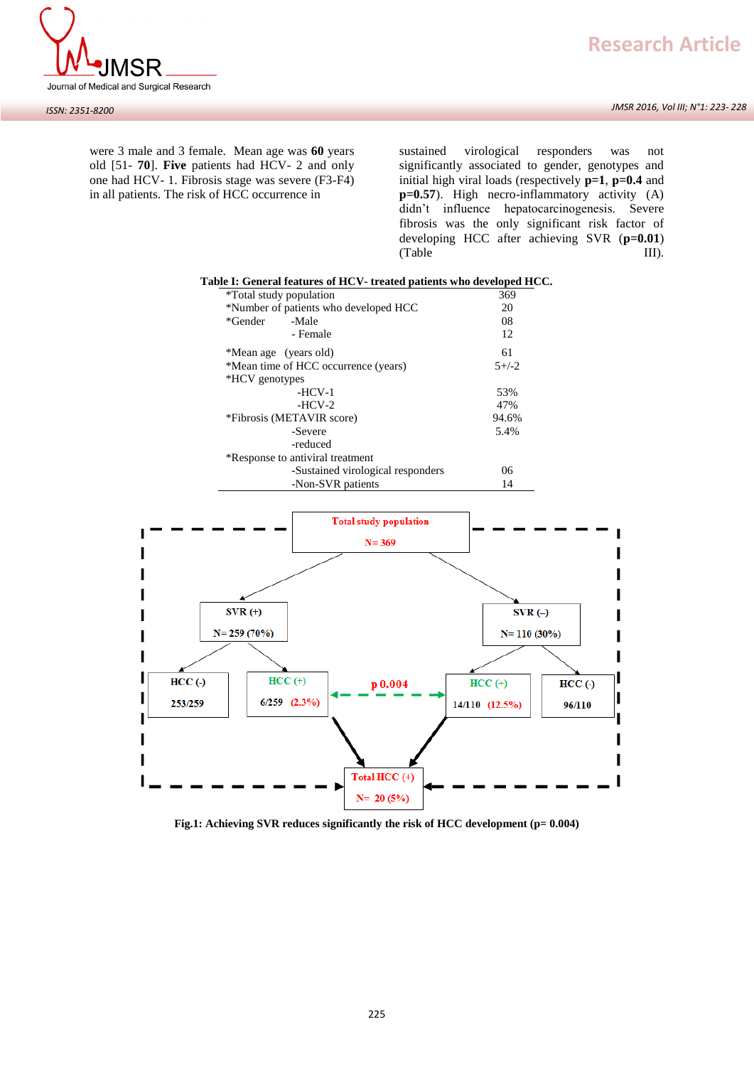were 3 male and 3 female. Mean age was **60** years old [51- **70**]. **Five** patients had HCV- 2 and only one had HCV- 1. Fibrosis stage was severe (F3-F4) in all patients. The risk of HCC occurrence in sustained virological responders was not significantly associated to gender, genotypes and initial high viral loads (respectively **p=1**, **p=0.4** and **p=0.57**). High necro-inflammatory activity (A) didn't influence hepatocarcinogenesis. Severe fibrosis was the only significant risk factor of developing HCC after achieving SVR (**p=0.01**) (Table III).

**Table I: General features of HCV- treated patients who developed HCC.**

| | |
|---|---|
| *Total study population | 369 |
| *Number of patients who developed HCC | 20 |
| *Gender -Male | 08 |
| - Female | 12 |
| *Mean age (years old) | 61 |
| *Mean time of HCC occurrence (years) | 5+/-2 |
| *HCV genotypes | |
| -HCV-1 | 53% |
| -HCV-2 | 47% |
| *Fibrosis (METAVIR score) | 94.6% |
| -Severe | 5.4% |
| -reduced | |
| *Response to antiviral treatment | |
| -Sustained virological responders | 06 |
| -Non-SVR patients | 14 |

Total study population N= 369

- SVR (+) N= 259 (70%)
  - HCC (-) 253/259
  - HCC (+) 6/259 (2.3%)
- SVR (–) N= 110 (30%)
  - HCC (+) 14/110 (12.5%)
  - HCC (-) 96/110

HCC (+) in SVR (+) vs SVR (–): p 0.004

Total HCC (+) N= 20 (5%)

**Fig.1: Achieving SVR reduces significantly the risk of HCC development (p= 0.004)**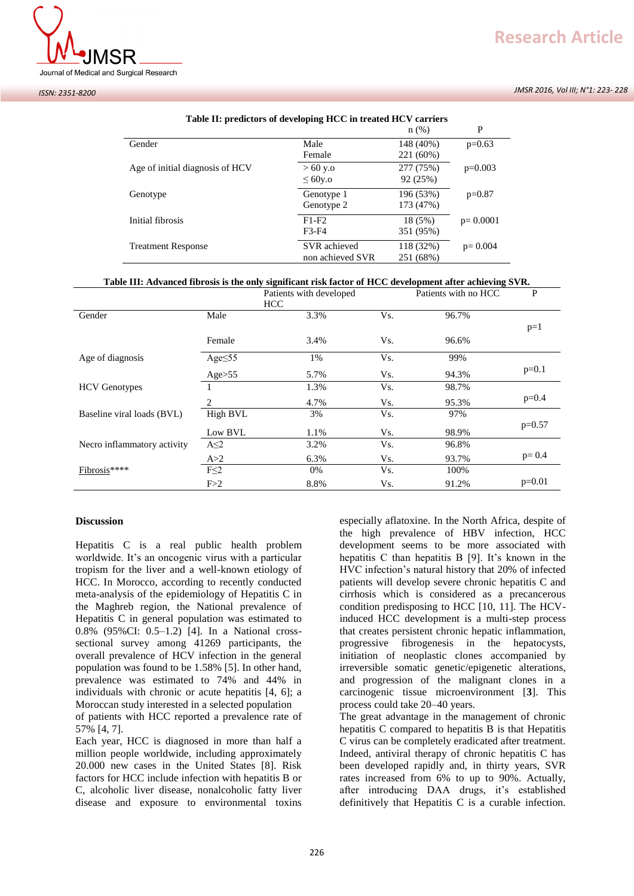**Table II: predictors of developing HCC in treated HCV carriers**

| | | n (%) | P |
|---|---|---|---|
| Gender | Male<br>Female | 148 (40%)<br>221 (60%) | p=0.63 |
| Age of initial diagnosis of HCV | > 60 y.o<br>≤ 60y.o | 277 (75%)<br>92 (25%) | p=0.003 |
| Genotype | Genotype 1<br>Genotype 2 | 196 (53%)<br>173 (47%) | p=0.87 |
| Initial fibrosis | F1-F2<br>F3-F4 | 18 (5%)<br>351 (95%) | p= 0.0001 |
| Treatment Response | SVR achieved<br>non achieved SVR | 118 (32%)<br>251 (68%) | p= 0.004 |

**Table III: Advanced fibrosis is the only significant risk factor of HCC development after achieving SVR.**

| | | Patients with developed HCC | | Patients with no HCC | P |
|---|---|---|---|---|---|
| Gender | Male | 3.3% | Vs. | 96.7% | p=1 |
| | Female | 3.4% | Vs. | 96.6% | |
| Age of diagnosis | Age≤55 | 1% | Vs. | 99% | p=0.1 |
| | Age>55 | 5.7% | Vs. | 94.3% | |
| HCV Genotypes | 1 | 1.3% | Vs. | 98.7% | p=0.4 |
| | 2 | 4.7% | Vs. | 95.3% | |
| Baseline viral loads (BVL) | High BVL | 3% | Vs. | 97% | p=0.57 |
| | Low BVL | 1.1% | Vs. | 98.9% | |
| Necro inflammatory activity | A≤2 | 3.2% | Vs. | 96.8% | p= 0.4 |
| | A>2 | 6.3% | Vs. | 93.7% | |
| Fibrosis**** | F≤2 | 0% | Vs. | 100% | p=0.01 |
| | F>2 | 8.8% | Vs. | 91.2% | |

## Discussion

Hepatitis C is a real public health problem worldwide. It's an oncogenic virus with a particular tropism for the liver and a well-known etiology of HCC. In Morocco, according to recently conducted meta-analysis of the epidemiology of Hepatitis C in the Maghreb region, the National prevalence of Hepatitis C in general population was estimated to 0.8% (95%CI: 0.5–1.2) [4]. In a National cross-sectional survey among 41269 participants, the overall prevalence of HCV infection in the general population was found to be 1.58% [5]. In other hand, prevalence was estimated to 74% and 44% in individuals with chronic or acute hepatitis [4, 6]; a Moroccan study interested in a selected population of patients with HCC reported a prevalence rate of 57% [4, 7].

Each year, HCC is diagnosed in more than half a million people worldwide, including approximately 20.000 new cases in the United States [8]. Risk factors for HCC include infection with hepatitis B or C, alcoholic liver disease, nonalcoholic fatty liver disease and exposure to environmental toxins especially aflatoxine. In the North Africa, despite of the high prevalence of HBV infection, HCC development seems to be more associated with hepatitis C than hepatitis B [9]. It's known in the HVC infection's natural history that 20% of infected patients will develop severe chronic hepatitis C and cirrhosis which is considered as a precancerous condition predisposing to HCC [10, 11]. The HCV-induced HCC development is a multi-step process that creates persistent chronic hepatic inflammation, progressive fibrogenesis in the hepatocysts, initiation of neoplastic clones accompanied by irreversible somatic genetic/epigenetic alterations, and progression of the malignant clones in a carcinogenic tissue microenvironment [**3**]. This process could take 20–40 years.

The great advantage in the management of chronic hepatitis C compared to hepatitis B is that Hepatitis C virus can be completely eradicated after treatment. Indeed, antiviral therapy of chronic hepatitis C has been developed rapidly and, in thirty years, SVR rates increased from 6% to up to 90%. Actually, after introducing DAA drugs, it's established definitively that Hepatitis C is a curable infection.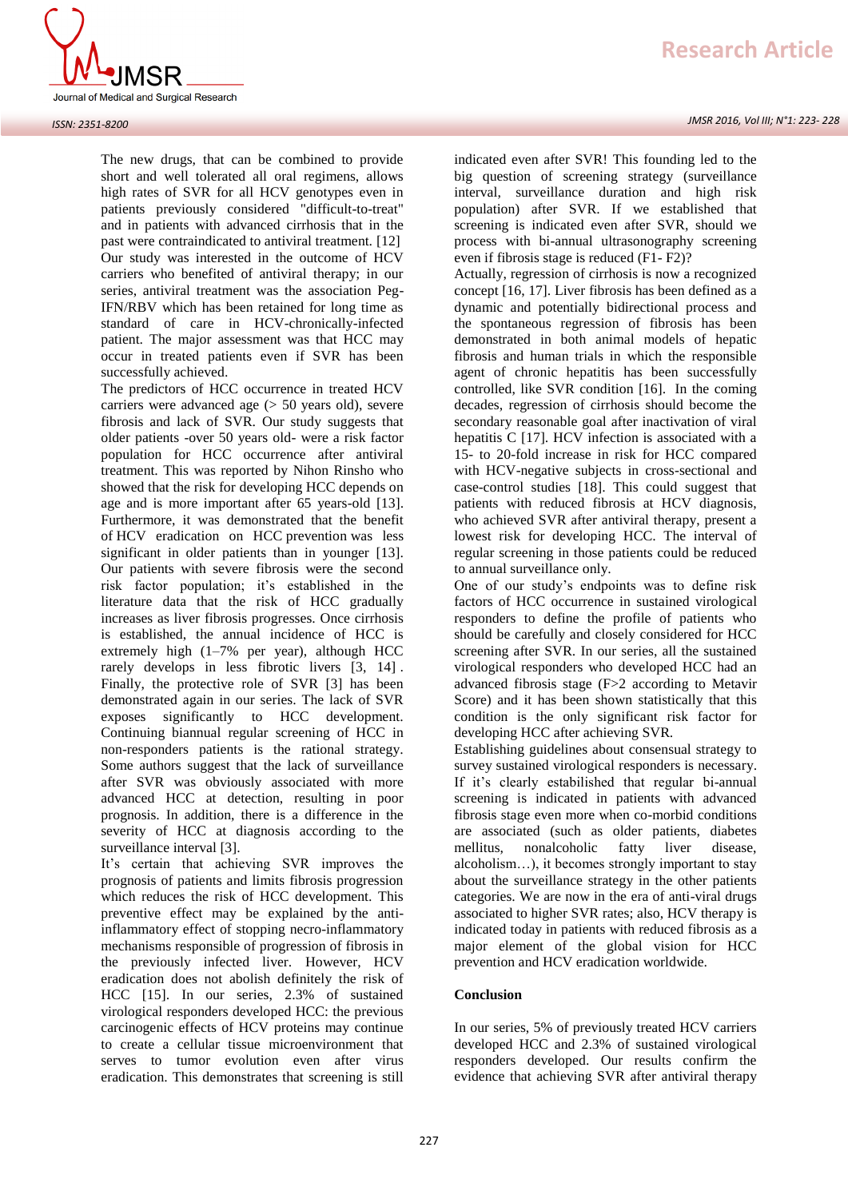The new drugs, that can be combined to provide short and well tolerated all oral regimens, allows high rates of SVR for all HCV genotypes even in patients previously considered "difficult-to-treat" and in patients with advanced cirrhosis that in the past were contraindicated to antiviral treatment. [12]

Our study was interested in the outcome of HCV carriers who benefited of antiviral therapy; in our series, antiviral treatment was the association Peg-IFN/RBV which has been retained for long time as standard of care in HCV-chronically-infected patient. The major assessment was that HCC may occur in treated patients even if SVR has been successfully achieved.

The predictors of HCC occurrence in treated HCV carriers were advanced age (> 50 years old), severe fibrosis and lack of SVR. Our study suggests that older patients -over 50 years old- were a risk factor population for HCC occurrence after antiviral treatment. This was reported by Nihon Rinsho who showed that the risk for developing HCC depends on age and is more important after 65 years-old [13]. Furthermore, it was demonstrated that the benefit of HCV eradication on HCC prevention was less significant in older patients than in younger [13]. Our patients with severe fibrosis were the second risk factor population; it's established in the literature data that the risk of HCC gradually increases as liver fibrosis progresses. Once cirrhosis is established, the annual incidence of HCC is extremely high (1–7% per year), although HCC rarely develops in less fibrotic livers [3, 14] . Finally, the protective role of SVR [3] has been demonstrated again in our series. The lack of SVR exposes significantly to HCC development. Continuing biannual regular screening of HCC in non-responders patients is the rational strategy. Some authors suggest that the lack of surveillance after SVR was obviously associated with more advanced HCC at detection, resulting in poor prognosis. In addition, there is a difference in the severity of HCC at diagnosis according to the surveillance interval [3].

It's certain that achieving SVR improves the prognosis of patients and limits fibrosis progression which reduces the risk of HCC development. This preventive effect may be explained by the anti-inflammatory effect of stopping necro-inflammatory mechanisms responsible of progression of fibrosis in the previously infected liver. However, HCV eradication does not abolish definitely the risk of HCC [15]. In our series, 2.3% of sustained virological responders developed HCC: the previous carcinogenic effects of HCV proteins may continue to create a cellular tissue microenvironment that serves to tumor evolution even after virus eradication. This demonstrates that screening is still indicated even after SVR! This founding led to the big question of screening strategy (surveillance interval, surveillance duration and high risk population) after SVR. If we established that screening is indicated even after SVR, should we process with bi-annual ultrasonography screening even if fibrosis stage is reduced (F1- F2)?

Actually, regression of cirrhosis is now a recognized concept [16, 17]. Liver fibrosis has been defined as a dynamic and potentially bidirectional process and the spontaneous regression of fibrosis has been demonstrated in both animal models of hepatic fibrosis and human trials in which the responsible agent of chronic hepatitis has been successfully controlled, like SVR condition [16]. In the coming decades, regression of cirrhosis should become the secondary reasonable goal after inactivation of viral hepatitis C [17]. HCV infection is associated with a 15- to 20-fold increase in risk for HCC compared with HCV-negative subjects in cross-sectional and case-control studies [18]. This could suggest that patients with reduced fibrosis at HCV diagnosis, who achieved SVR after antiviral therapy, present a lowest risk for developing HCC. The interval of regular screening in those patients could be reduced to annual surveillance only.

One of our study's endpoints was to define risk factors of HCC occurrence in sustained virological responders to define the profile of patients who should be carefully and closely considered for HCC screening after SVR. In our series, all the sustained virological responders who developed HCC had an advanced fibrosis stage (F>2 according to Metavir Score) and it has been shown statistically that this condition is the only significant risk factor for developing HCC after achieving SVR.

Establishing guidelines about consensual strategy to survey sustained virological responders is necessary. If it's clearly estabilished that regular bi-annual screening is indicated in patients with advanced fibrosis stage even more when co-morbid conditions are associated (such as older patients, diabetes mellitus, nonalcoholic fatty liver disease, alcoholism…), it becomes strongly important to stay about the surveillance strategy in the other patients categories. We are now in the era of anti-viral drugs associated to higher SVR rates; also, HCV therapy is indicated today in patients with reduced fibrosis as a major element of the global vision for HCC prevention and HCV eradication worldwide.

## Conclusion

In our series, 5% of previously treated HCV carriers developed HCC and 2.3% of sustained virological responders developed. Our results confirm the evidence that achieving SVR after antiviral therapy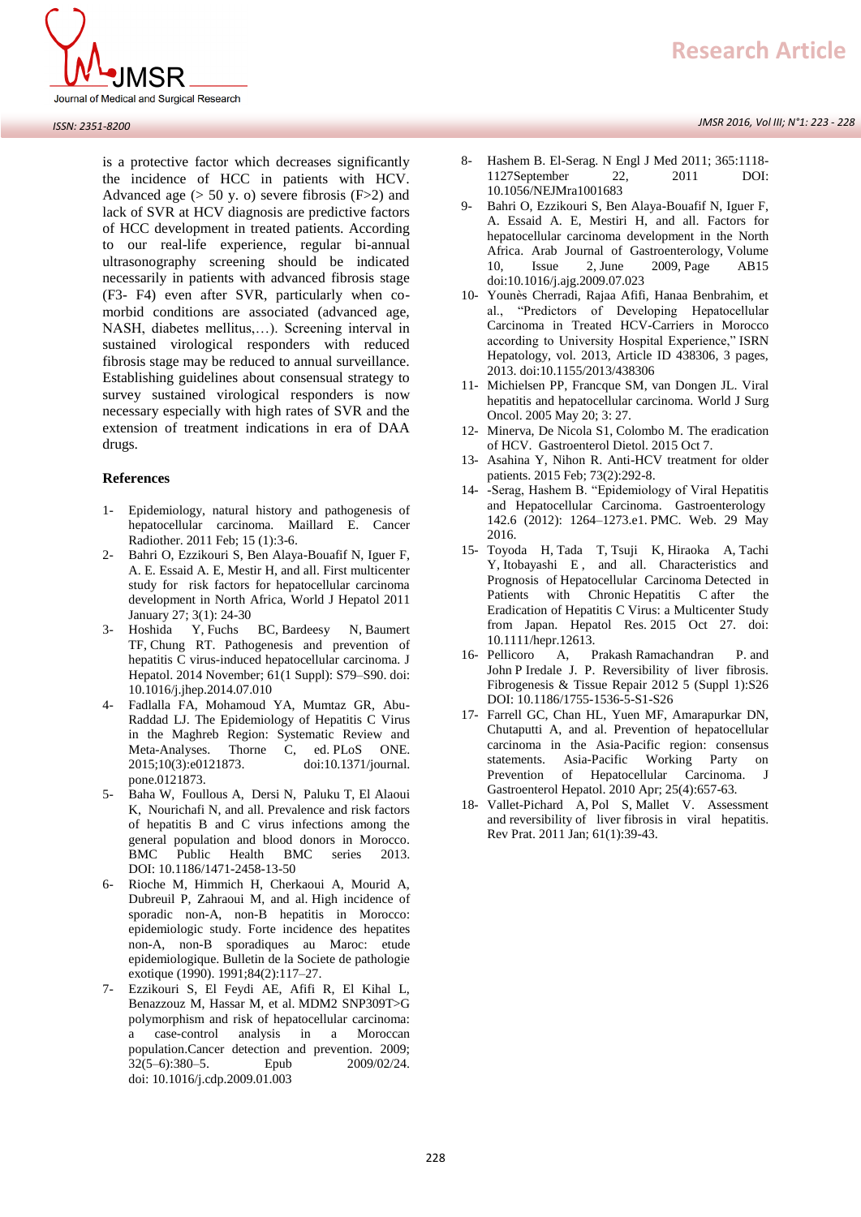is a protective factor which decreases significantly the incidence of HCC in patients with HCV. Advanced age (> 50 y. o) severe fibrosis (F>2) and lack of SVR at HCV diagnosis are predictive factors of HCC development in treated patients. According to our real-life experience, regular bi-annual ultrasonography screening should be indicated necessarily in patients with advanced fibrosis stage (F3- F4) even after SVR, particularly when co-morbid conditions are associated (advanced age, NASH, diabetes mellitus,…). Screening interval in sustained virological responders with reduced fibrosis stage may be reduced to annual surveillance. Establishing guidelines about consensual strategy to survey sustained virological responders is now necessary especially with high rates of SVR and the extension of treatment indications in era of DAA drugs.

## References

1- Epidemiology, natural history and pathogenesis of hepatocellular carcinoma. Maillard E. Cancer Radiother. 2011 Feb; 15 (1):3-6.

2- Bahri O, Ezzikouri S, Ben Alaya-Bouafif N, Iguer F, A. E. Essaid A. E, Mestir H, and all. First multicenter study for risk factors for hepatocellular carcinoma development in North Africa, World J Hepatol 2011 January 27; 3(1): 24-30

3- Hoshida Y, Fuchs BC, Bardeesy N, Baumert TF, Chung RT. Pathogenesis and prevention of hepatitis C virus-induced hepatocellular carcinoma. J Hepatol. 2014 November; 61(1 Suppl): S79–S90. doi: 10.1016/j.jhep.2014.07.010

4- Fadlalla FA, Mohamoud YA, Mumtaz GR, Abu-Raddad LJ. The Epidemiology of Hepatitis C Virus in the Maghreb Region: Systematic Review and Meta-Analyses. Thorne C, ed. PLoS ONE. 2015;10(3):e0121873. doi:10.1371/journal.pone.0121873.

5- Baha W, Foullous A, Dersi N, Paluku T, El Alaoui K, Nourichafi N, and all. Prevalence and risk factors of hepatitis B and C virus infections among the general population and blood donors in Morocco. BMC Public Health BMC series 2013. DOI: 10.1186/1471-2458-13-50

6- Rioche M, Himmich H, Cherkaoui A, Mourid A, Dubreuil P, Zahraoui M, and al. High incidence of sporadic non-A, non-B hepatitis in Morocco: epidemiologic study. Forte incidence des hepatites non-A, non-B sporadiques au Maroc: etude epidemiologique. Bulletin de la Societe de pathologie exotique (1990). 1991;84(2):117–27.

7- Ezzikouri S, El Feydi AE, Afifi R, El Kihal L, Benazzouz M, Hassar M, et al. MDM2 SNP309T>G polymorphism and risk of hepatocellular carcinoma: a case-control analysis in a Moroccan population.Cancer detection and prevention. 2009; 32(5–6):380–5. Epub 2009/02/24. doi: 10.1016/j.cdp.2009.01.003

8- Hashem B. El-Serag. N Engl J Med 2011; 365:1118-1127September 22, 2011 DOI: 10.1056/NEJMra1001683

9- Bahri O, Ezzikouri S, Ben Alaya-Bouafif N, Iguer F, A. Essaid A. E, Mestiri H, and all. Factors for hepatocellular carcinoma development in the North Africa. Arab Journal of Gastroenterology, Volume 10, Issue 2, June 2009, Page AB15 doi:10.1016/j.ajg.2009.07.023

10- Younès Cherradi, Rajaa Afifi, Hanaa Benbrahim, et al., "Predictors of Developing Hepatocellular Carcinoma in Treated HCV-Carriers in Morocco according to University Hospital Experience," ISRN Hepatology, vol. 2013, Article ID 438306, 3 pages, 2013. doi:10.1155/2013/438306

11- Michielsen PP, Francque SM, van Dongen JL. Viral hepatitis and hepatocellular carcinoma. World J Surg Oncol. 2005 May 20; 3: 27.

12- Minerva, De Nicola S1, Colombo M. The eradication of HCV. Gastroenterol Dietol. 2015 Oct 7.

13- Asahina Y, Nihon R. Anti-HCV treatment for older patients. 2015 Feb; 73(2):292-8.

14- -Serag, Hashem B. "Epidemiology of Viral Hepatitis and Hepatocellular Carcinoma. Gastroenterology 142.6 (2012): 1264–1273.e1. PMC. Web. 29 May 2016.

15- Toyoda H, Tada T, Tsuji K, Hiraoka A, Tachi Y, Itobayashi E, and all. Characteristics and Prognosis of Hepatocellular Carcinoma Detected in Patients with Chronic Hepatitis C after the Eradication of Hepatitis C Virus: a Multicenter Study from Japan. Hepatol Res. 2015 Oct 27. doi: 10.1111/hepr.12613.

16- Pellicoro A, Prakash Ramachandran P. and John P Iredale J. P. Reversibility of liver fibrosis. Fibrogenesis & Tissue Repair 2012 5 (Suppl 1):S26 DOI: 10.1186/1755-1536-5-S1-S26

17- Farrell GC, Chan HL, Yuen MF, Amarapurkar DN, Chutaputti A, and al. Prevention of hepatocellular carcinoma in the Asia-Pacific region: consensus statements. Asia-Pacific Working Party on Prevention of Hepatocellular Carcinoma. J Gastroenterol Hepatol. 2010 Apr; 25(4):657-63.

18- Vallet-Pichard A, Pol S, Mallet V. Assessment and reversibility of liver fibrosis in viral hepatitis. Rev Prat. 2011 Jan; 61(1):39-43.